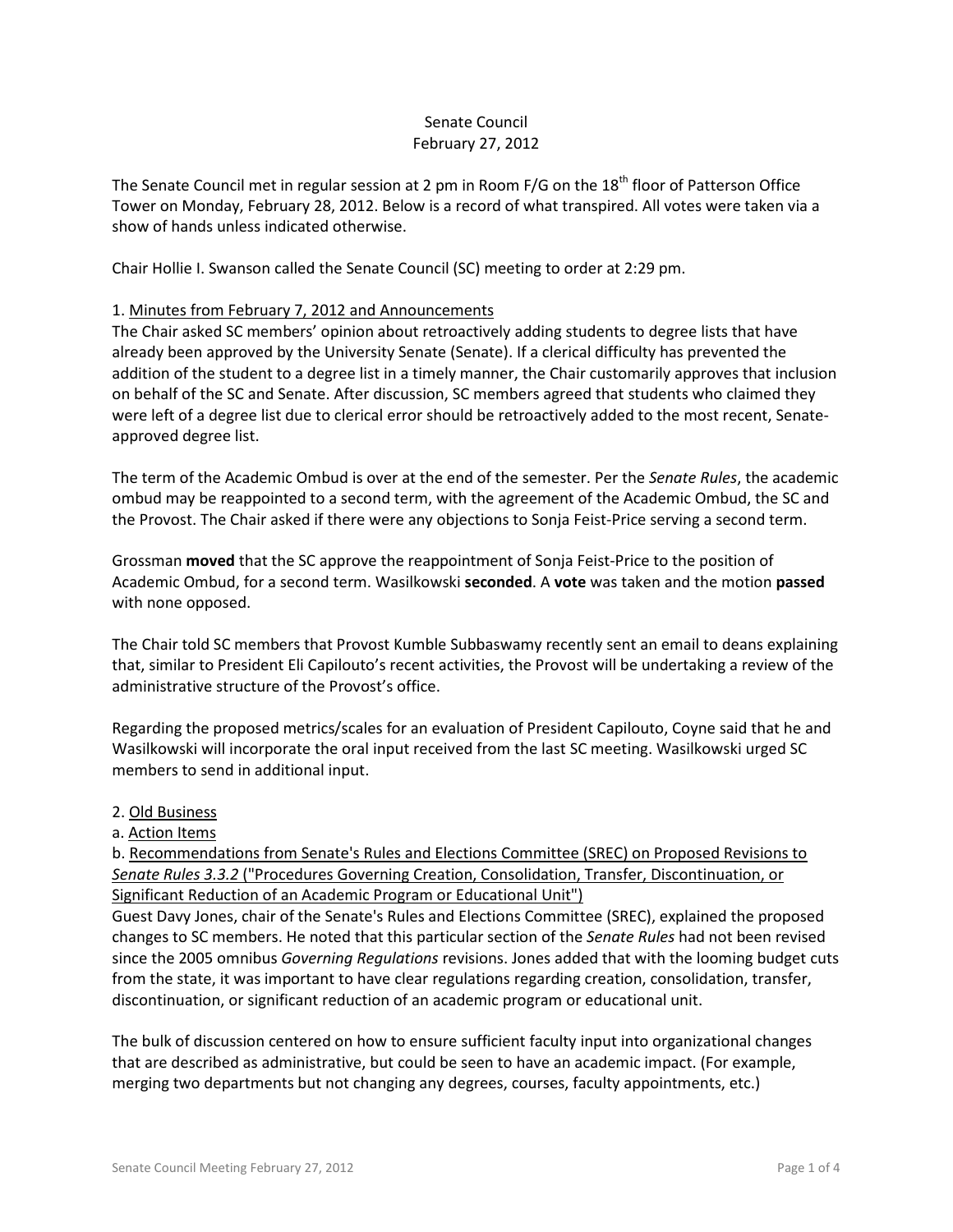Senate Council
February 27, 2012

The Senate Council met in regular session at 2 pm in Room F/G on the 18th floor of Patterson Office Tower on Monday, February 28, 2012. Below is a record of what transpired. All votes were taken via a show of hands unless indicated otherwise.

Chair Hollie I. Swanson called the Senate Council (SC) meeting to order at 2:29 pm.

1. Minutes from February 7, 2012 and Announcements

The Chair asked SC members' opinion about retroactively adding students to degree lists that have already been approved by the University Senate (Senate). If a clerical difficulty has prevented the addition of the student to a degree list in a timely manner, the Chair customarily approves that inclusion on behalf of the SC and Senate. After discussion, SC members agreed that students who claimed they were left of a degree list due to clerical error should be retroactively added to the most recent, Senate-approved degree list.

The term of the Academic Ombud is over at the end of the semester. Per the *Senate Rules*, the academic ombud may be reappointed to a second term, with the agreement of the Academic Ombud, the SC and the Provost. The Chair asked if there were any objections to Sonja Feist-Price serving a second term.

Grossman **moved** that the SC approve the reappointment of Sonja Feist-Price to the position of Academic Ombud, for a second term. Wasilkowski **seconded**. A **vote** was taken and the motion **passed** with none opposed.

The Chair told SC members that Provost Kumble Subbaswamy recently sent an email to deans explaining that, similar to President Eli Capilouto's recent activities, the Provost will be undertaking a review of the administrative structure of the Provost's office.

Regarding the proposed metrics/scales for an evaluation of President Capilouto, Coyne said that he and Wasilkowski will incorporate the oral input received from the last SC meeting. Wasilkowski urged SC members to send in additional input.

2. Old Business

a. Action Items

b. Recommendations from Senate's Rules and Elections Committee (SREC) on Proposed Revisions to *Senate Rules 3.3.2* ("Procedures Governing Creation, Consolidation, Transfer, Discontinuation, or Significant Reduction of an Academic Program or Educational Unit")

Guest Davy Jones, chair of the Senate's Rules and Elections Committee (SREC), explained the proposed changes to SC members. He noted that this particular section of the *Senate Rules* had not been revised since the 2005 omnibus *Governing Regulations* revisions. Jones added that with the looming budget cuts from the state, it was important to have clear regulations regarding creation, consolidation, transfer, discontinuation, or significant reduction of an academic program or educational unit.

The bulk of discussion centered on how to ensure sufficient faculty input into organizational changes that are described as administrative, but could be seen to have an academic impact. (For example, merging two departments but not changing any degrees, courses, faculty appointments, etc.)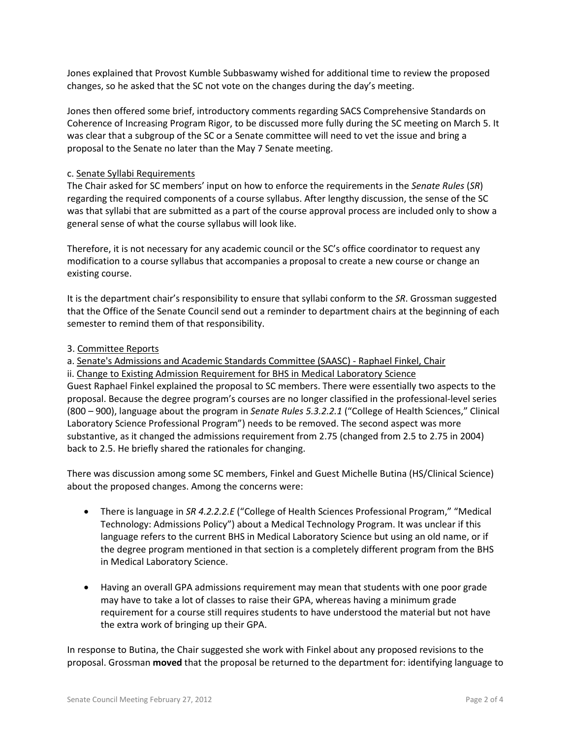Jones explained that Provost Kumble Subbaswamy wished for additional time to review the proposed changes, so he asked that the SC not vote on the changes during the day's meeting.

Jones then offered some brief, introductory comments regarding SACS Comprehensive Standards on Coherence of Increasing Program Rigor, to be discussed more fully during the SC meeting on March 5. It was clear that a subgroup of the SC or a Senate committee will need to vet the issue and bring a proposal to the Senate no later than the May 7 Senate meeting.

c. Senate Syllabi Requirements

The Chair asked for SC members' input on how to enforce the requirements in the *Senate Rules* (*SR*) regarding the required components of a course syllabus. After lengthy discussion, the sense of the SC was that syllabi that are submitted as a part of the course approval process are included only to show a general sense of what the course syllabus will look like.

Therefore, it is not necessary for any academic council or the SC's office coordinator to request any modification to a course syllabus that accompanies a proposal to create a new course or change an existing course.

It is the department chair's responsibility to ensure that syllabi conform to the *SR*. Grossman suggested that the Office of the Senate Council send out a reminder to department chairs at the beginning of each semester to remind them of that responsibility.

3. Committee Reports

a. Senate's Admissions and Academic Standards Committee (SAASC) - Raphael Finkel, Chair

ii. Change to Existing Admission Requirement for BHS in Medical Laboratory Science

Guest Raphael Finkel explained the proposal to SC members. There were essentially two aspects to the proposal. Because the degree program's courses are no longer classified in the professional-level series (800 – 900), language about the program in *Senate Rules 5.3.2.2.1* ("College of Health Sciences," Clinical Laboratory Science Professional Program") needs to be removed. The second aspect was more substantive, as it changed the admissions requirement from 2.75 (changed from 2.5 to 2.75 in 2004) back to 2.5. He briefly shared the rationales for changing.

There was discussion among some SC members, Finkel and Guest Michelle Butina (HS/Clinical Science) about the proposed changes. Among the concerns were:

- There is language in *SR 4.2.2.2.E* ("College of Health Sciences Professional Program," "Medical Technology: Admissions Policy") about a Medical Technology Program. It was unclear if this language refers to the current BHS in Medical Laboratory Science but using an old name, or if the degree program mentioned in that section is a completely different program from the BHS in Medical Laboratory Science.

- Having an overall GPA admissions requirement may mean that students with one poor grade may have to take a lot of classes to raise their GPA, whereas having a minimum grade requirement for a course still requires students to have understood the material but not have the extra work of bringing up their GPA.

In response to Butina, the Chair suggested she work with Finkel about any proposed revisions to the proposal. Grossman **moved** that the proposal be returned to the department for: identifying language to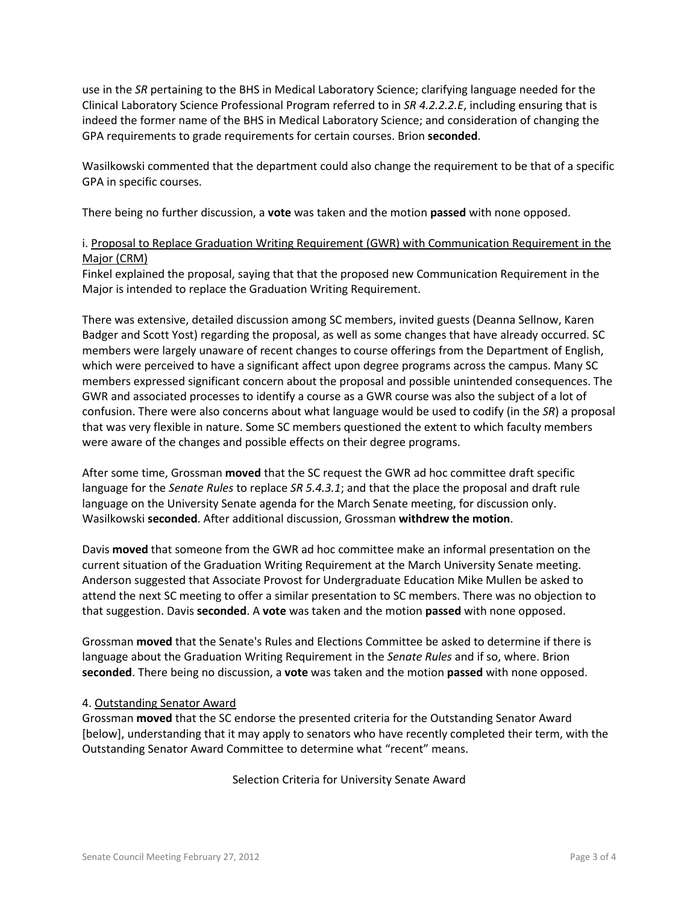use in the *SR* pertaining to the BHS in Medical Laboratory Science; clarifying language needed for the Clinical Laboratory Science Professional Program referred to in *SR 4.2.2.2.E*, including ensuring that is indeed the former name of the BHS in Medical Laboratory Science; and consideration of changing the GPA requirements to grade requirements for certain courses. Brion **seconded**.

Wasilkowski commented that the department could also change the requirement to be that of a specific GPA in specific courses.

There being no further discussion, a **vote** was taken and the motion **passed** with none opposed.

i. Proposal to Replace Graduation Writing Requirement (GWR) with Communication Requirement in the Major (CRM)

Finkel explained the proposal, saying that that the proposed new Communication Requirement in the Major is intended to replace the Graduation Writing Requirement.

There was extensive, detailed discussion among SC members, invited guests (Deanna Sellnow, Karen Badger and Scott Yost) regarding the proposal, as well as some changes that have already occurred. SC members were largely unaware of recent changes to course offerings from the Department of English, which were perceived to have a significant affect upon degree programs across the campus. Many SC members expressed significant concern about the proposal and possible unintended consequences. The GWR and associated processes to identify a course as a GWR course was also the subject of a lot of confusion. There were also concerns about what language would be used to codify (in the *SR*) a proposal that was very flexible in nature. Some SC members questioned the extent to which faculty members were aware of the changes and possible effects on their degree programs.

After some time, Grossman **moved** that the SC request the GWR ad hoc committee draft specific language for the *Senate Rules* to replace *SR 5.4.3.1*; and that the place the proposal and draft rule language on the University Senate agenda for the March Senate meeting, for discussion only. Wasilkowski **seconded**. After additional discussion, Grossman **withdrew the motion**.

Davis **moved** that someone from the GWR ad hoc committee make an informal presentation on the current situation of the Graduation Writing Requirement at the March University Senate meeting. Anderson suggested that Associate Provost for Undergraduate Education Mike Mullen be asked to attend the next SC meeting to offer a similar presentation to SC members. There was no objection to that suggestion. Davis **seconded**. A **vote** was taken and the motion **passed** with none opposed.

Grossman **moved** that the Senate's Rules and Elections Committee be asked to determine if there is language about the Graduation Writing Requirement in the *Senate Rules* and if so, where. Brion **seconded**. There being no discussion, a **vote** was taken and the motion **passed** with none opposed.

4. Outstanding Senator Award

Grossman **moved** that the SC endorse the presented criteria for the Outstanding Senator Award [below], understanding that it may apply to senators who have recently completed their term, with the Outstanding Senator Award Committee to determine what "recent" means.

Selection Criteria for University Senate Award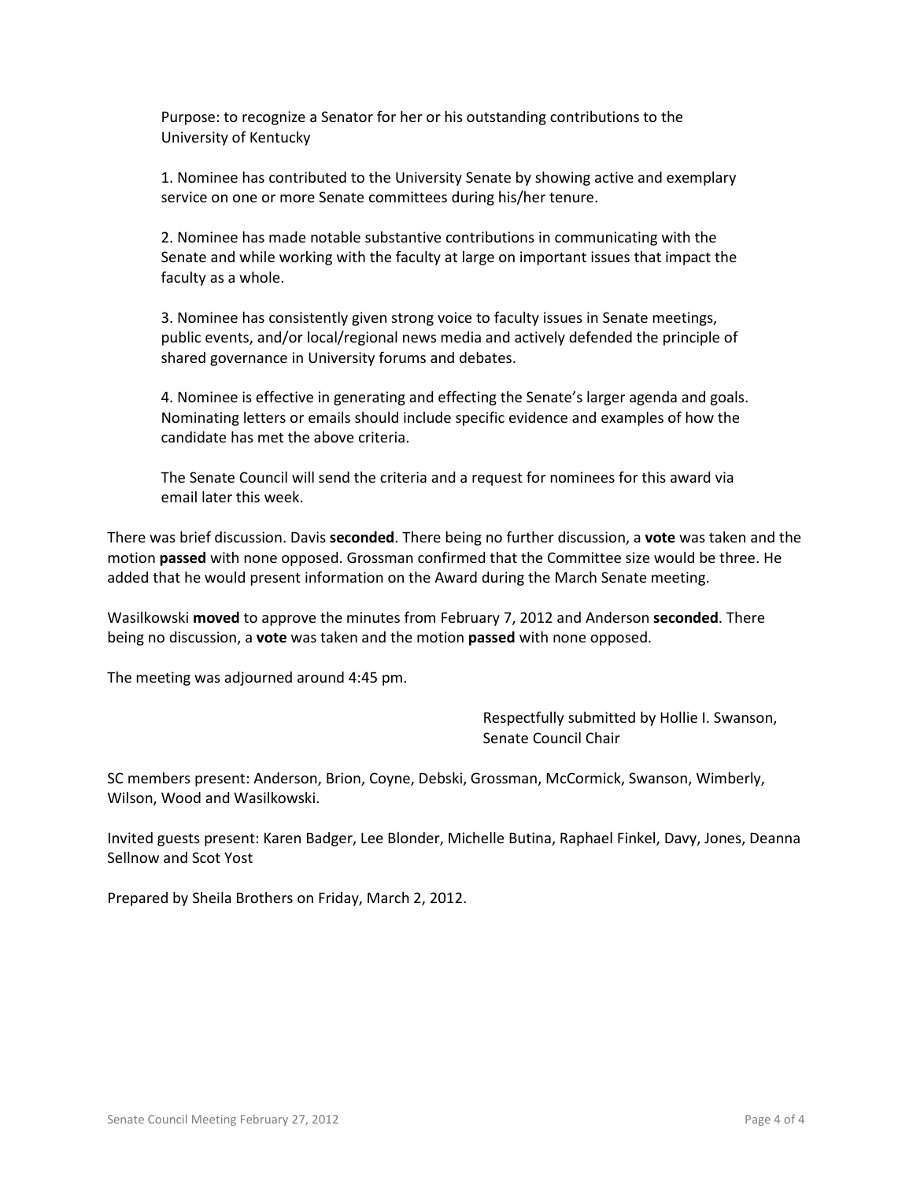Purpose: to recognize a Senator for her or his outstanding contributions to the University of Kentucky

1. Nominee has contributed to the University Senate by showing active and exemplary service on one or more Senate committees during his/her tenure.

2. Nominee has made notable substantive contributions in communicating with the Senate and while working with the faculty at large on important issues that impact the faculty as a whole.

3. Nominee has consistently given strong voice to faculty issues in Senate meetings, public events, and/or local/regional news media and actively defended the principle of shared governance in University forums and debates.

4. Nominee is effective in generating and effecting the Senate's larger agenda and goals. Nominating letters or emails should include specific evidence and examples of how the candidate has met the above criteria.

The Senate Council will send the criteria and a request for nominees for this award via email later this week.

There was brief discussion. Davis **seconded**. There being no further discussion, a **vote** was taken and the motion **passed** with none opposed. Grossman confirmed that the Committee size would be three. He added that he would present information on the Award during the March Senate meeting.

Wasilkowski **moved** to approve the minutes from February 7, 2012 and Anderson **seconded**. There being no discussion, a **vote** was taken and the motion **passed** with none opposed.

The meeting was adjourned around 4:45 pm.

Respectfully submitted by Hollie I. Swanson,
Senate Council Chair

SC members present: Anderson, Brion, Coyne, Debski, Grossman, McCormick, Swanson, Wimberly, Wilson, Wood and Wasilkowski.

Invited guests present: Karen Badger, Lee Blonder, Michelle Butina, Raphael Finkel, Davy, Jones, Deanna Sellnow and Scot Yost

Prepared by Sheila Brothers on Friday, March 2, 2012.